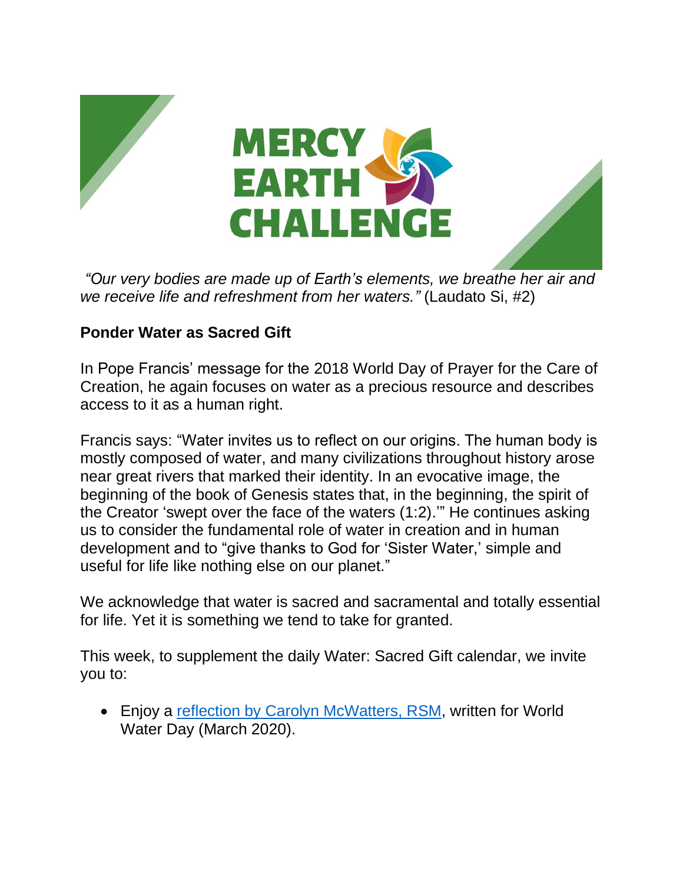# MERCY EARTH CHALLENGE

*"Our very bodies are made up of Earth's elements, we breathe her air and we receive life and refreshment from her waters."* (Laudato Si, #2)

**Ponder Water as Sacred Gift**

In Pope Francis' message for the 2018 World Day of Prayer for the Care of Creation, he again focuses on water as a precious resource and describes access to it as a human right.

Francis says: "Water invites us to reflect on our origins. The human body is mostly composed of water, and many civilizations throughout history arose near great rivers that marked their identity. In an evocative image, the beginning of the book of Genesis states that, in the beginning, the spirit of the Creator 'swept over the face of the waters (1:2).'" He continues asking us to consider the fundamental role of water in creation and in human development and to "give thanks to God for 'Sister Water,' simple and useful for life like nothing else on our planet."

We acknowledge that water is sacred and sacramental and totally essential for life. Yet it is something we tend to take for granted.

This week, to supplement the daily Water: Sacred Gift calendar, we invite you to:

- Enjoy a reflection by Carolyn McWatters, RSM, written for World Water Day (March 2020).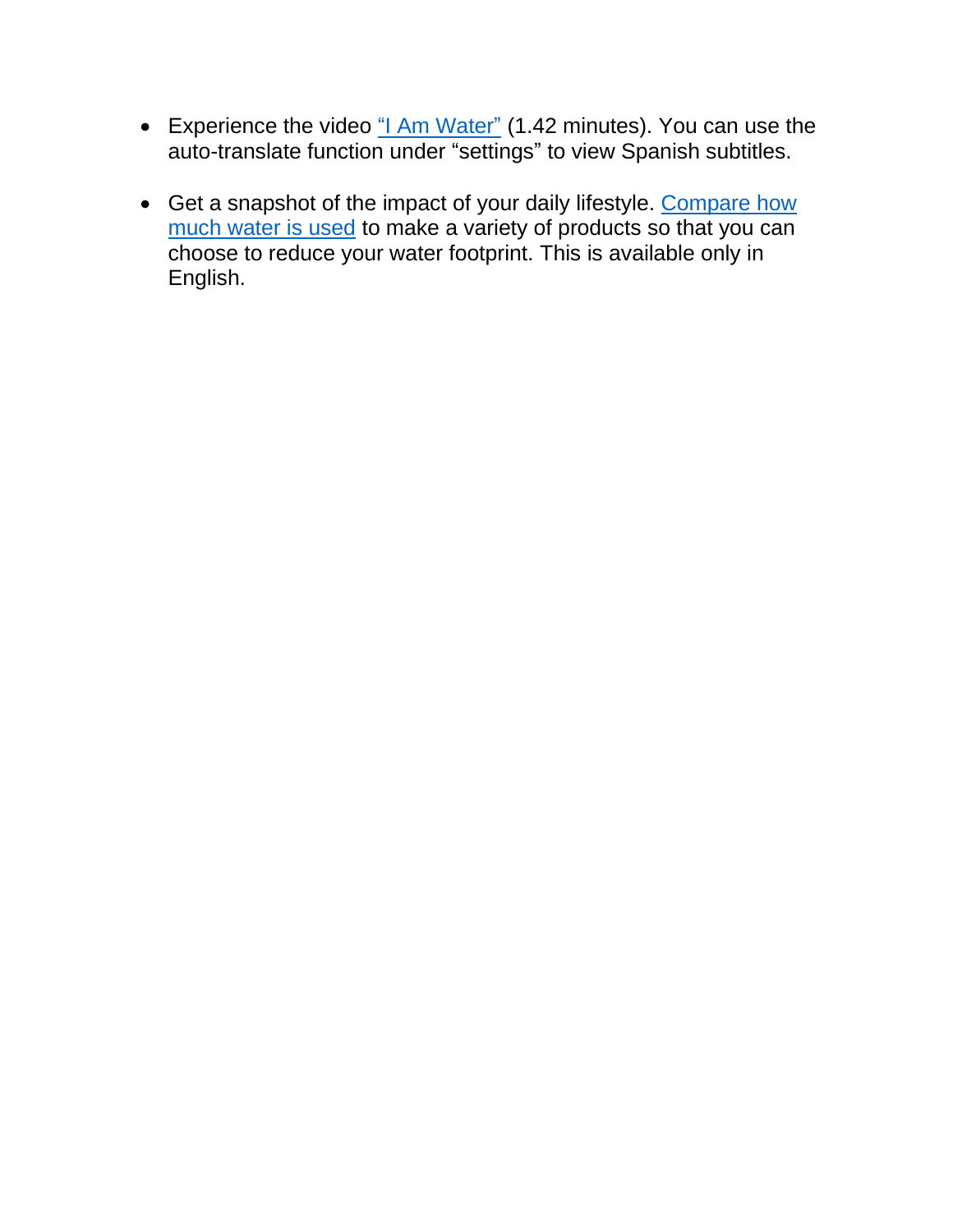- Experience the video “I Am Water” (1.42 minutes). You can use the auto-translate function under “settings” to view Spanish subtitles.

- Get a snapshot of the impact of your daily lifestyle. Compare how much water is used to make a variety of products so that you can choose to reduce your water footprint. This is available only in English.